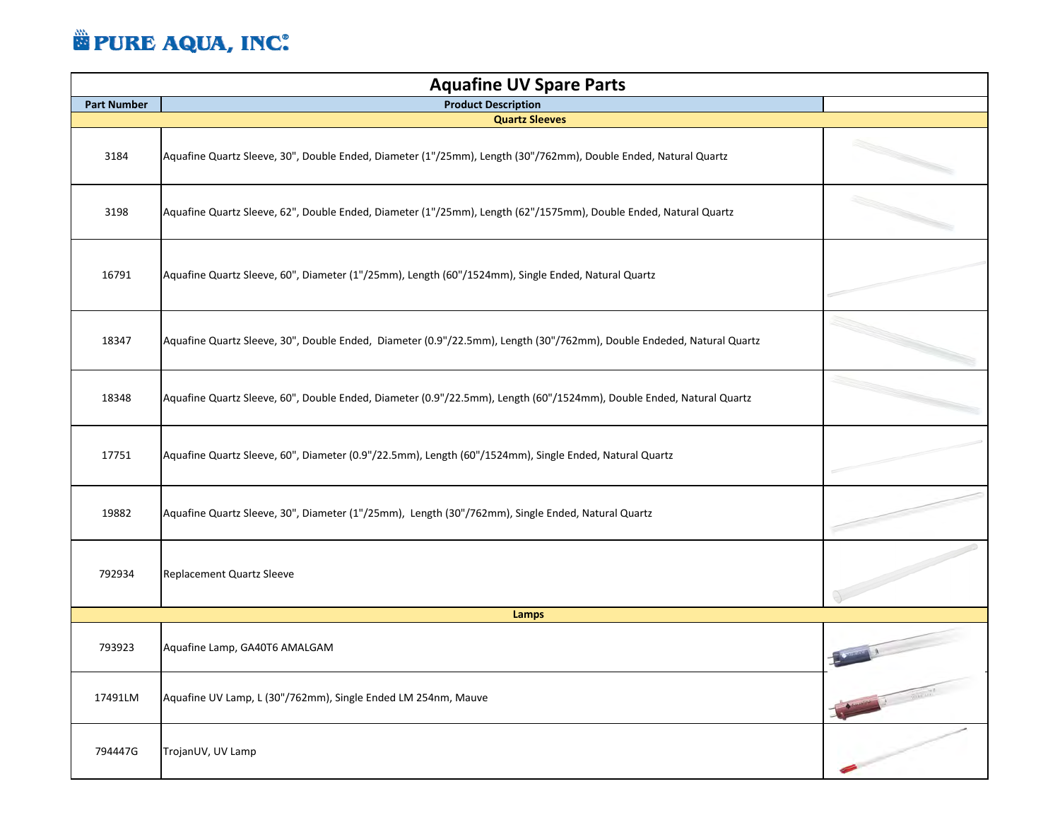PURE AQUA, INC.®

# Aquafine UV Spare Parts

| Part Number | Product Description | |
|---|---|---|
| **Quartz Sleeves** | | |
| 3184 | Aquafine Quartz Sleeve, 30", Double Ended, Diameter (1"/25mm), Length (30"/762mm), Double Ended, Natural Quartz | |
| 3198 | Aquafine Quartz Sleeve, 62", Double Ended, Diameter (1"/25mm), Length (62"/1575mm), Double Ended, Natural Quartz | |
| 16791 | Aquafine Quartz Sleeve, 60", Diameter (1"/25mm), Length (60"/1524mm), Single Ended, Natural Quartz | |
| 18347 | Aquafine Quartz Sleeve, 30", Double Ended, Diameter (0.9"/22.5mm), Length (30"/762mm), Double Endeded, Natural Quartz | |
| 18348 | Aquafine Quartz Sleeve, 60", Double Ended, Diameter (0.9"/22.5mm), Length (60"/1524mm), Double Ended, Natural Quartz | |
| 17751 | Aquafine Quartz Sleeve, 60", Diameter (0.9"/22.5mm), Length (60"/1524mm), Single Ended, Natural Quartz | |
| 19882 | Aquafine Quartz Sleeve, 30", Diameter (1"/25mm), Length (30"/762mm), Single Ended, Natural Quartz | |
| 792934 | Replacement Quartz Sleeve | |
| **Lamps** | | |
| 793923 | Aquafine Lamp, GA40T6 AMALGAM | |
| 17491LM | Aquafine UV Lamp, L (30"/762mm), Single Ended LM 254nm, Mauve | |
| 794447G | TrojanUV, UV Lamp | |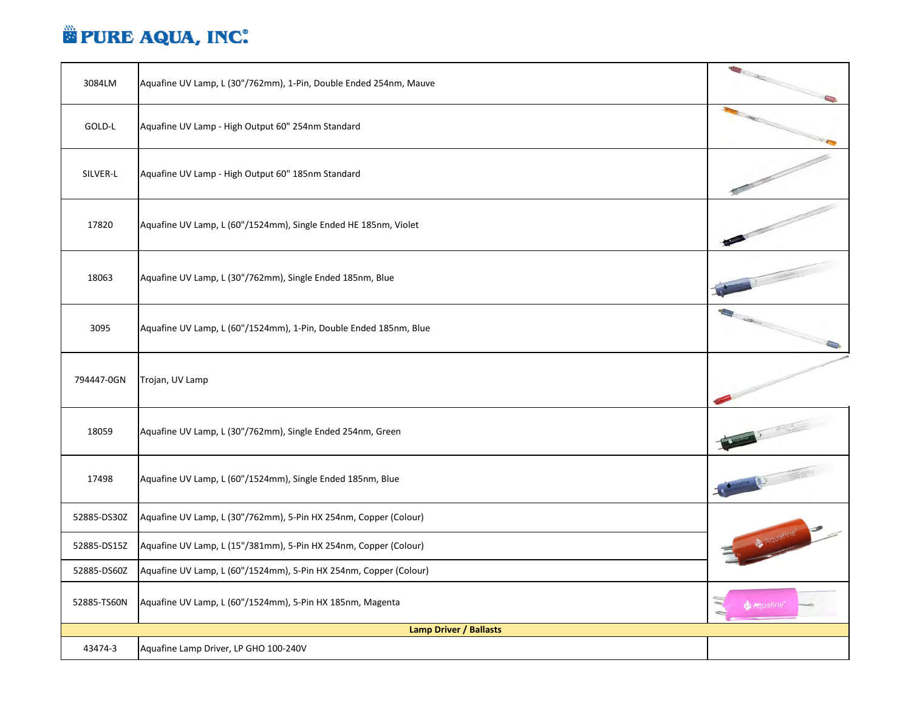# PURE AQUA, INC.

| | | |
|---|---|---|
| 3084LM | Aquafine UV Lamp, L (30"/762mm), 1-Pin, Double Ended 254nm, Mauve | |
| GOLD-L | Aquafine UV Lamp - High Output 60" 254nm Standard | |
| SILVER-L | Aquafine UV Lamp - High Output 60" 185nm Standard | |
| 17820 | Aquafine UV Lamp, L (60"/1524mm), Single Ended HE 185nm, Violet | |
| 18063 | Aquafine UV Lamp, L (30"/762mm), Single Ended 185nm, Blue | |
| 3095 | Aquafine UV Lamp, L (60"/1524mm), 1-Pin, Double Ended 185nm, Blue | |
| 794447-0GN | Trojan, UV Lamp | |
| 18059 | Aquafine UV Lamp, L (30"/762mm), Single Ended 254nm, Green | |
| 17498 | Aquafine UV Lamp, L (60"/1524mm), Single Ended 185nm, Blue | |
| 52885-DS30Z | Aquafine UV Lamp, L (30"/762mm), 5-Pin HX 254nm, Copper (Colour) | |
| 52885-DS15Z | Aquafine UV Lamp, L (15"/381mm), 5-Pin HX 254nm, Copper (Colour) | |
| 52885-DS60Z | Aquafine UV Lamp, L (60"/1524mm), 5-Pin HX 254nm, Copper (Colour) | |
| 52885-TS60N | Aquafine UV Lamp, L (60"/1524mm), 5-Pin HX 185nm, Magenta | |
| **Lamp Driver / Ballasts** | | |
| 43474-3 | Aquafine Lamp Driver, LP GHO 100-240V | |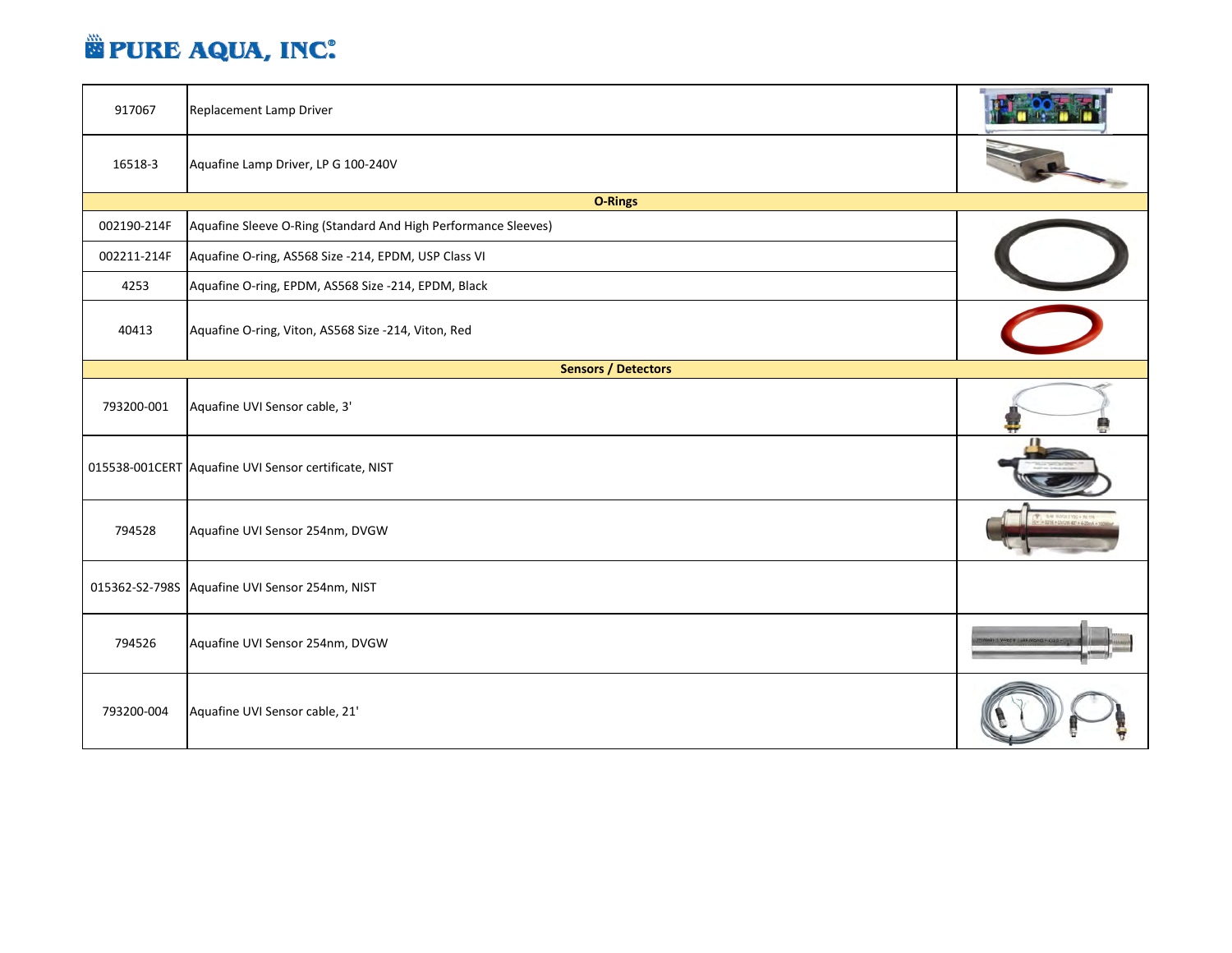| | | |
|---|---|---|
| 917067 | Replacement Lamp Driver | |
| 16518-3 | Aquafine Lamp Driver, LP G 100-240V | |
| **O-Rings** | | |
| 002190-214F | Aquafine Sleeve O-Ring (Standard And High Performance Sleeves) | |
| 002211-214F | Aquafine O-ring, AS568 Size -214, EPDM, USP Class VI | |
| 4253 | Aquafine O-ring, EPDM, AS568 Size -214, EPDM, Black | |
| 40413 | Aquafine O-ring, Viton, AS568 Size -214, Viton, Red | |
| **Sensors / Detectors** | | |
| 793200-001 | Aquafine UVI Sensor cable, 3' | |
| 015538-001CERT | Aquafine UVI Sensor certificate, NIST | |
| 794528 | Aquafine UVI Sensor 254nm, DVGW | |
| 015362-S2-798S | Aquafine UVI Sensor 254nm, NIST | |
| 794526 | Aquafine UVI Sensor 254nm, DVGW | |
| 793200-004 | Aquafine UVI Sensor cable, 21' | |